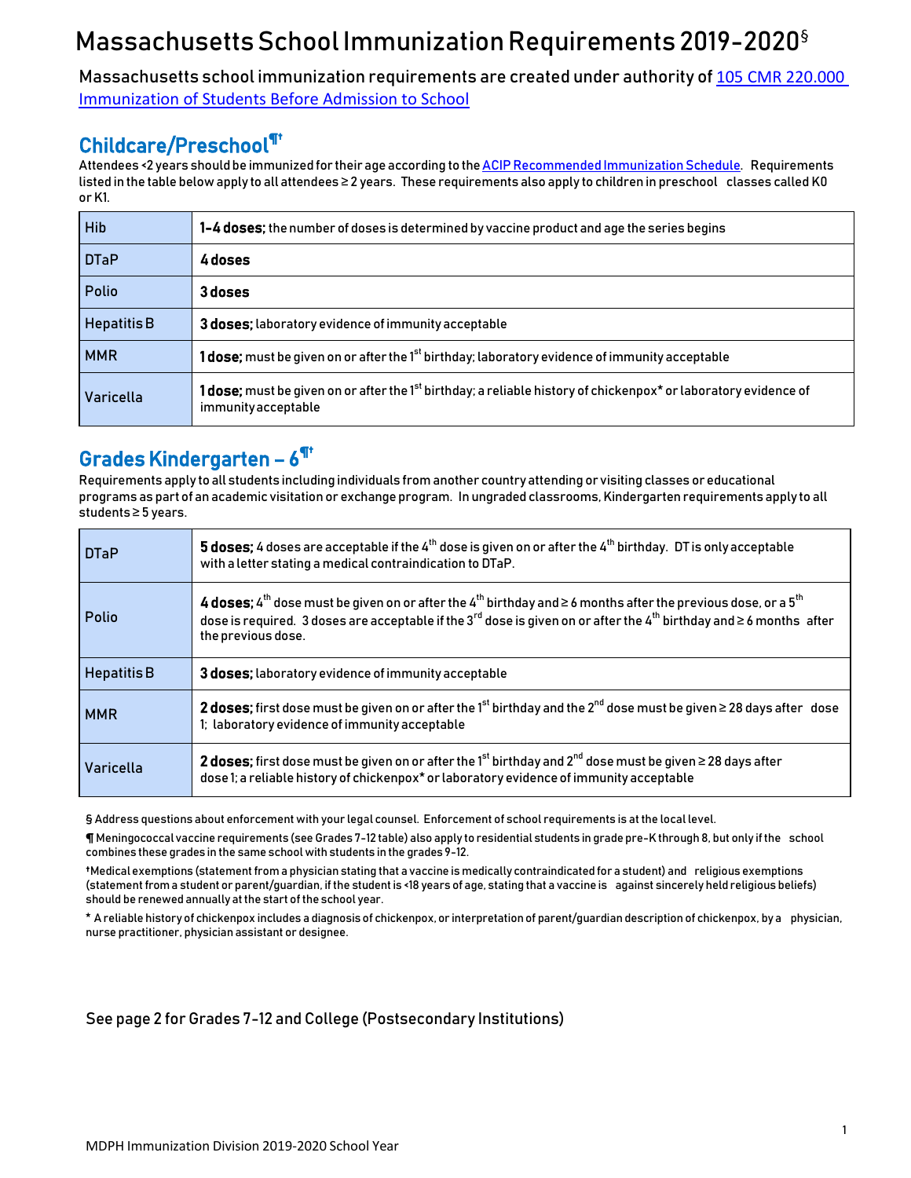# Massachusetts School Immunization Requirements 2019-2020§

Massachusetts school immunization requirements are created under authority of [105 CMR 220.000 Immunization of Students Before Admission to School]

## Childcare/Preschool¶†

Attendees <2 years should be immunized for their age according to the [ACIP Recommended Immunization Schedule]. Requirements listed in the table below apply to all attendees ≥ 2 years. These requirements also apply to children in preschool classes called K0 or K1.

| Vaccine | Requirement |
|---|---|
| Hib | **1-4 doses;** the number of doses is determined by vaccine product and age the series begins |
| DTaP | **4 doses** |
| Polio | **3 doses** |
| Hepatitis B | **3 doses;** laboratory evidence of immunity acceptable |
| MMR | **1 dose;** must be given on or after the 1st birthday; laboratory evidence of immunity acceptable |
| Varicella | **1 dose;** must be given on or after the 1st birthday; a reliable history of chickenpox* or laboratory evidence of immunity acceptable |

## Grades Kindergarten – 6¶†

Requirements apply to all students including individuals from another country attending or visiting classes or educational programs as part of an academic visitation or exchange program. In ungraded classrooms, Kindergarten requirements apply to all students ≥ 5 years.

| Vaccine | Requirement |
|---|---|
| DTaP | **5 doses;** 4 doses are acceptable if the 4th dose is given on or after the 4th birthday. DT is only acceptable with a letter stating a medical contraindication to DTaP. |
| Polio | **4 doses;** 4th dose must be given on or after the 4th birthday and ≥ 6 months after the previous dose, or a 5th dose is required. 3 doses are acceptable if the 3rd dose is given on or after the 4th birthday and ≥ 6 months after the previous dose. |
| Hepatitis B | **3 doses;** laboratory evidence of immunity acceptable |
| MMR | **2 doses;** first dose must be given on or after the 1st birthday and the 2nd dose must be given ≥ 28 days after dose 1; laboratory evidence of immunity acceptable |
| Varicella | **2 doses;** first dose must be given on or after the 1st birthday and 2nd dose must be given ≥ 28 days after dose 1; a reliable history of chickenpox* or laboratory evidence of immunity acceptable |

§ Address questions about enforcement with your legal counsel. Enforcement of school requirements is at the local level.

¶ Meningococcal vaccine requirements (see Grades 7-12 table) also apply to residential students in grade pre-K through 8, but only if the school combines these grades in the same school with students in the grades 9-12.

† Medical exemptions (statement from a physician stating that a vaccine is medically contraindicated for a student) and religious exemptions (statement from a student or parent/guardian, if the student is <18 years of age, stating that a vaccine is against sincerely held religious beliefs) should be renewed annually at the start of the school year.

* A reliable history of chickenpox includes a diagnosis of chickenpox, or interpretation of parent/guardian description of chickenpox, by a physician, nurse practitioner, physician assistant or designee.

See page 2 for Grades 7-12 and College (Postsecondary Institutions)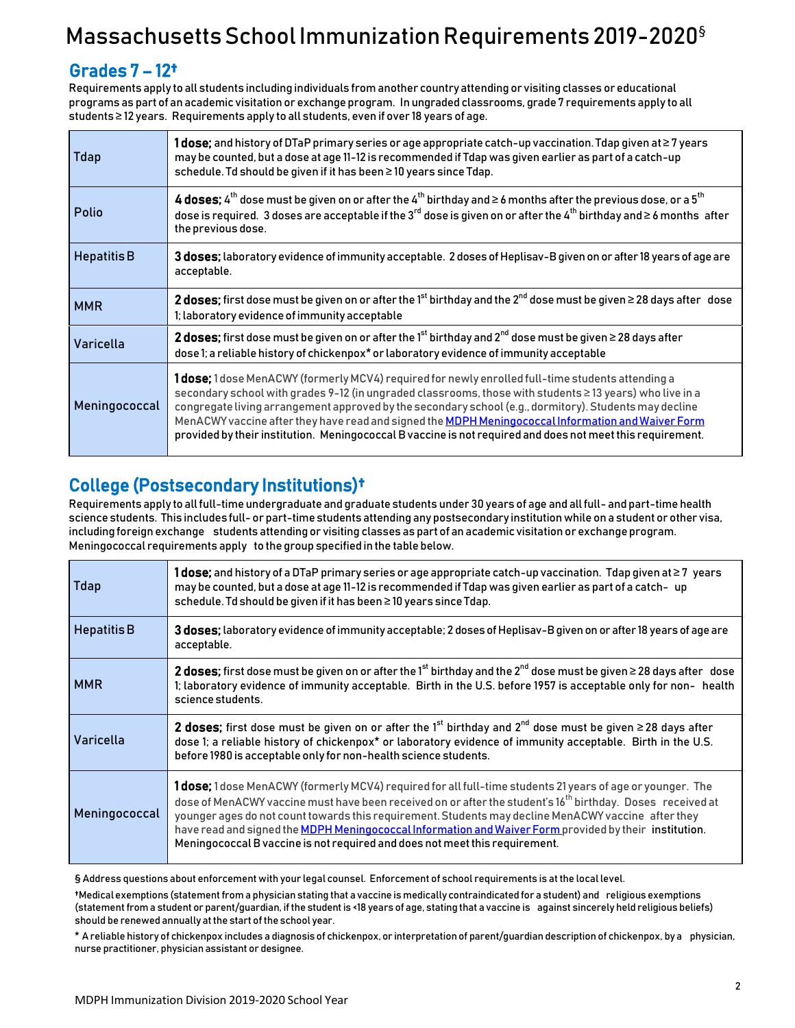# Massachusetts School Immunization Requirements 2019-2020§

## Grades 7 – 12†

Requirements apply to all students including individuals from another country attending or visiting classes or educational programs as part of an academic visitation or exchange program. In ungraded classrooms, grade 7 requirements apply to all students ≥ 12 years. Requirements apply to all students, even if over 18 years of age.

| | |
|---|---|
| Tdap | **1 dose;** and history of DTaP primary series or age appropriate catch-up vaccination. Tdap given at ≥ 7 years may be counted, but a dose at age 11-12 is recommended if Tdap was given earlier as part of a catch-up schedule. Td should be given if it has been ≥ 10 years since Tdap. |
| Polio | **4 doses;** 4th dose must be given on or after the 4th birthday and ≥ 6 months after the previous dose, or a 5th dose is required. 3 doses are acceptable if the 3rd dose is given on or after the 4th birthday and ≥ 6 months after the previous dose. |
| Hepatitis B | **3 doses;** laboratory evidence of immunity acceptable. 2 doses of Heplisav-B given on or after 18 years of age are acceptable. |
| MMR | **2 doses;** first dose must be given on or after the 1st birthday and the 2nd dose must be given ≥ 28 days after dose 1; laboratory evidence of immunity acceptable |
| Varicella | **2 doses;** first dose must be given on or after the 1st birthday and 2nd dose must be given ≥ 28 days after dose 1; a reliable history of chickenpox* or laboratory evidence of immunity acceptable |
| Meningococcal | **1 dose;** 1 dose MenACWY (formerly MCV4) required for newly enrolled full-time students attending a secondary school with grades 9-12 (in ungraded classrooms, those with students ≥ 13 years) who live in a congregate living arrangement approved by the secondary school (e.g., dormitory). Students may decline MenACWY vaccine after they have read and signed the MDPH Meningococcal Information and Waiver Form provided by their institution. Meningococcal B vaccine is not required and does not meet this requirement. |

## College (Postsecondary Institutions)†

Requirements apply to all full-time undergraduate and graduate students under 30 years of age and all full- and part-time health science students. This includes full- or part-time students attending any postsecondary institution while on a student or other visa, including foreign exchange students attending or visiting classes as part of an academic visitation or exchange program. Meningococcal requirements apply to the group specified in the table below.

| | |
|---|---|
| Tdap | **1 dose;** and history of a DTaP primary series or age appropriate catch-up vaccination. Tdap given at ≥ 7 years may be counted, but a dose at age 11-12 is recommended if Tdap was given earlier as part of a catch- up schedule. Td should be given if it has been ≥ 10 years since Tdap. |
| Hepatitis B | **3 doses;** laboratory evidence of immunity acceptable; 2 doses of Heplisav-B given on or after 18 years of age are acceptable. |
| MMR | **2 doses;** first dose must be given on or after the 1st birthday and the 2nd dose must be given ≥ 28 days after dose 1; laboratory evidence of immunity acceptable. Birth in the U.S. before 1957 is acceptable only for non- health science students. |
| Varicella | **2 doses;** first dose must be given on or after the 1st birthday and 2nd dose must be given ≥ 28 days after dose 1; a reliable history of chickenpox* or laboratory evidence of immunity acceptable. Birth in the U.S. before 1980 is acceptable only for non-health science students. |
| Meningococcal | **1 dose;** 1 dose MenACWY (formerly MCV4) required for all full-time students 21 years of age or younger. The dose of MenACWY vaccine must have been received on or after the student's 16th birthday. Doses received at younger ages do not count towards this requirement. Students may decline MenACWY vaccine after they have read and signed the MDPH Meningococcal Information and Waiver Form provided by their institution. Meningococcal B vaccine is not required and does not meet this requirement. |

§ Address questions about enforcement with your legal counsel. Enforcement of school requirements is at the local level.

†Medical exemptions (statement from a physician stating that a vaccine is medically contraindicated for a student) and religious exemptions (statement from a student or parent/guardian, if the student is <18 years of age, stating that a vaccine is against sincerely held religious beliefs) should be renewed annually at the start of the school year.

* A reliable history of chickenpox includes a diagnosis of chickenpox, or interpretation of parent/guardian description of chickenpox, by a physician, nurse practitioner, physician assistant or designee.

MDPH Immunization Division 2019-2020 School Year